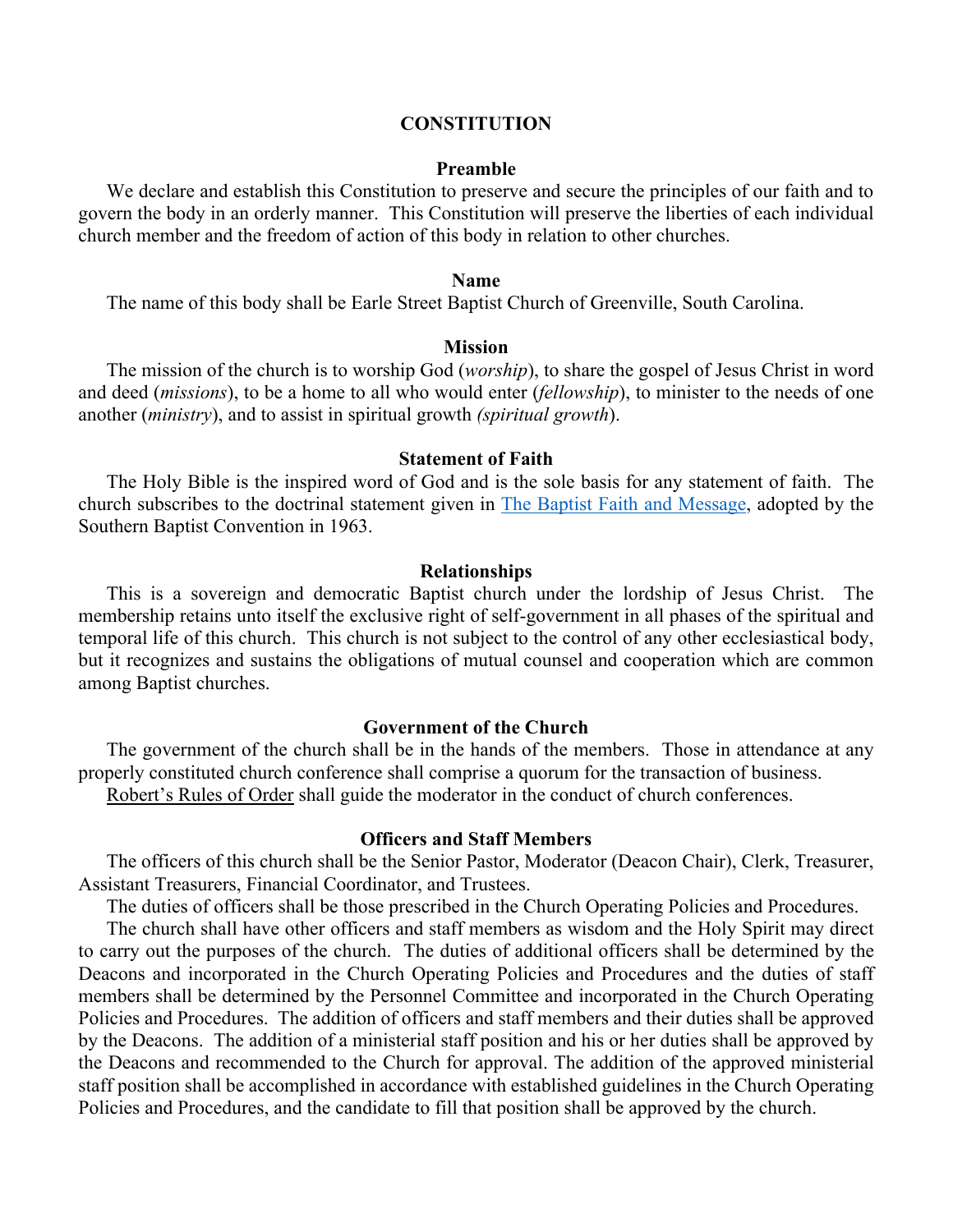# CONSTITUTION

## Preamble

We declare and establish this Constitution to preserve and secure the principles of our faith and to govern the body in an orderly manner. This Constitution will preserve the liberties of each individual church member and the freedom of action of this body in relation to other churches.

## Name

The name of this body shall be Earle Street Baptist Church of Greenville, South Carolina.

## Mission

The mission of the church is to worship God (*worship*), to share the gospel of Jesus Christ in word and deed (*missions*), to be a home to all who would enter (*fellowship*), to minister to the needs of one another (*ministry*), and to assist in spiritual growth *(spiritual growth*).

## Statement of Faith

The Holy Bible is the inspired word of God and is the sole basis for any statement of faith. The church subscribes to the doctrinal statement given in The Baptist Faith and Message, adopted by the Southern Baptist Convention in 1963.

## Relationships

This is a sovereign and democratic Baptist church under the lordship of Jesus Christ. The membership retains unto itself the exclusive right of self-government in all phases of the spiritual and temporal life of this church. This church is not subject to the control of any other ecclesiastical body, but it recognizes and sustains the obligations of mutual counsel and cooperation which are common among Baptist churches.

## Government of the Church

The government of the church shall be in the hands of the members. Those in attendance at any properly constituted church conference shall comprise a quorum for the transaction of business.

Robert's Rules of Order shall guide the moderator in the conduct of church conferences.

## Officers and Staff Members

The officers of this church shall be the Senior Pastor, Moderator (Deacon Chair), Clerk, Treasurer, Assistant Treasurers, Financial Coordinator, and Trustees.

The duties of officers shall be those prescribed in the Church Operating Policies and Procedures.

The church shall have other officers and staff members as wisdom and the Holy Spirit may direct to carry out the purposes of the church. The duties of additional officers shall be determined by the Deacons and incorporated in the Church Operating Policies and Procedures and the duties of staff members shall be determined by the Personnel Committee and incorporated in the Church Operating Policies and Procedures. The addition of officers and staff members and their duties shall be approved by the Deacons. The addition of a ministerial staff position and his or her duties shall be approved by the Deacons and recommended to the Church for approval. The addition of the approved ministerial staff position shall be accomplished in accordance with established guidelines in the Church Operating Policies and Procedures, and the candidate to fill that position shall be approved by the church.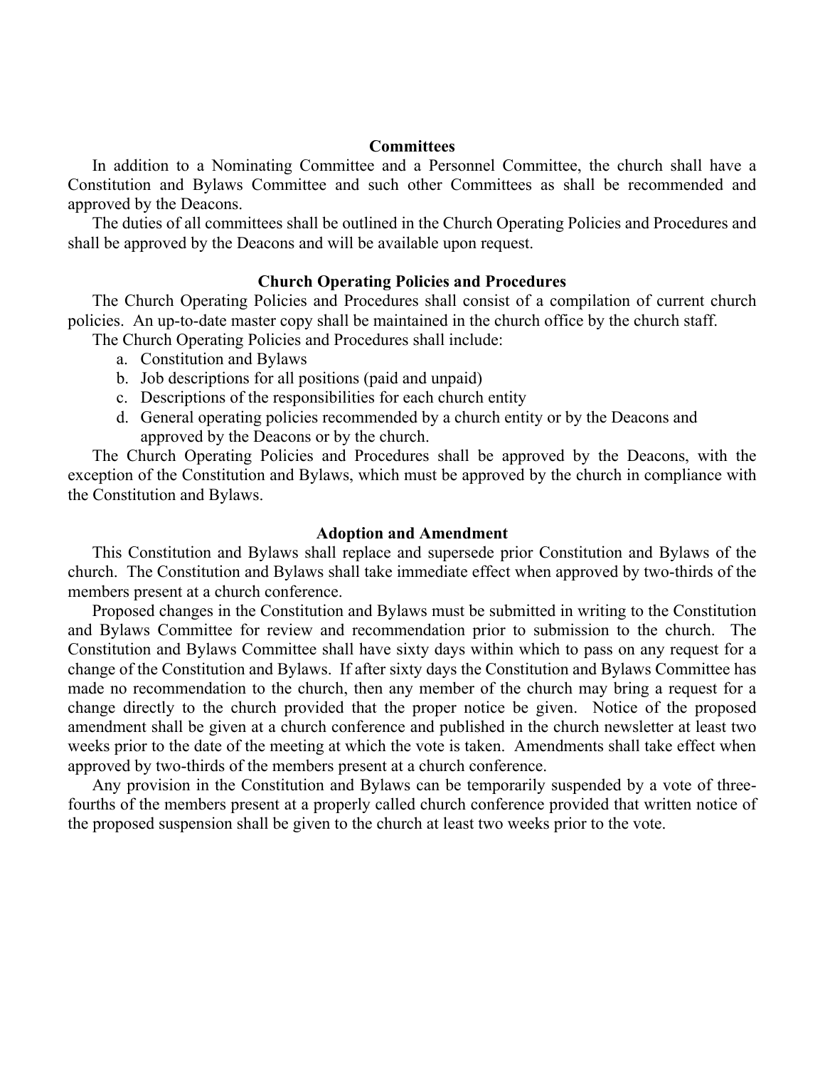## Committees

In addition to a Nominating Committee and a Personnel Committee, the church shall have a Constitution and Bylaws Committee and such other Committees as shall be recommended and approved by the Deacons.

The duties of all committees shall be outlined in the Church Operating Policies and Procedures and shall be approved by the Deacons and will be available upon request.

## Church Operating Policies and Procedures

The Church Operating Policies and Procedures shall consist of a compilation of current church policies. An up-to-date master copy shall be maintained in the church office by the church staff.

The Church Operating Policies and Procedures shall include:

a. Constitution and Bylaws
b. Job descriptions for all positions (paid and unpaid)
c. Descriptions of the responsibilities for each church entity
d. General operating policies recommended by a church entity or by the Deacons and approved by the Deacons or by the church.

The Church Operating Policies and Procedures shall be approved by the Deacons, with the exception of the Constitution and Bylaws, which must be approved by the church in compliance with the Constitution and Bylaws.

## Adoption and Amendment

This Constitution and Bylaws shall replace and supersede prior Constitution and Bylaws of the church. The Constitution and Bylaws shall take immediate effect when approved by two-thirds of the members present at a church conference.

Proposed changes in the Constitution and Bylaws must be submitted in writing to the Constitution and Bylaws Committee for review and recommendation prior to submission to the church. The Constitution and Bylaws Committee shall have sixty days within which to pass on any request for a change of the Constitution and Bylaws. If after sixty days the Constitution and Bylaws Committee has made no recommendation to the church, then any member of the church may bring a request for a change directly to the church provided that the proper notice be given. Notice of the proposed amendment shall be given at a church conference and published in the church newsletter at least two weeks prior to the date of the meeting at which the vote is taken. Amendments shall take effect when approved by two-thirds of the members present at a church conference.

Any provision in the Constitution and Bylaws can be temporarily suspended by a vote of three-fourths of the members present at a properly called church conference provided that written notice of the proposed suspension shall be given to the church at least two weeks prior to the vote.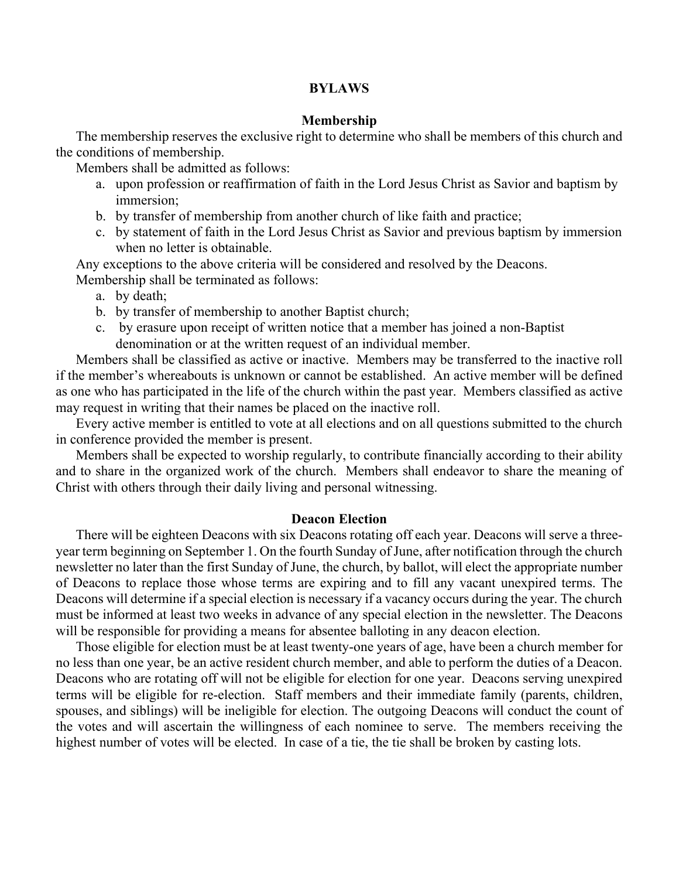# BYLAWS

## Membership

The membership reserves the exclusive right to determine who shall be members of this church and the conditions of membership.

Members shall be admitted as follows:

a. upon profession or reaffirmation of faith in the Lord Jesus Christ as Savior and baptism by immersion;
b. by transfer of membership from another church of like faith and practice;
c. by statement of faith in the Lord Jesus Christ as Savior and previous baptism by immersion when no letter is obtainable.

Any exceptions to the above criteria will be considered and resolved by the Deacons.

Membership shall be terminated as follows:

a. by death;
b. by transfer of membership to another Baptist church;
c. by erasure upon receipt of written notice that a member has joined a non-Baptist denomination or at the written request of an individual member.

Members shall be classified as active or inactive. Members may be transferred to the inactive roll if the member's whereabouts is unknown or cannot be established. An active member will be defined as one who has participated in the life of the church within the past year. Members classified as active may request in writing that their names be placed on the inactive roll.

Every active member is entitled to vote at all elections and on all questions submitted to the church in conference provided the member is present.

Members shall be expected to worship regularly, to contribute financially according to their ability and to share in the organized work of the church. Members shall endeavor to share the meaning of Christ with others through their daily living and personal witnessing.

## Deacon Election

There will be eighteen Deacons with six Deacons rotating off each year. Deacons will serve a three-year term beginning on September 1. On the fourth Sunday of June, after notification through the church newsletter no later than the first Sunday of June, the church, by ballot, will elect the appropriate number of Deacons to replace those whose terms are expiring and to fill any vacant unexpired terms. The Deacons will determine if a special election is necessary if a vacancy occurs during the year. The church must be informed at least two weeks in advance of any special election in the newsletter. The Deacons will be responsible for providing a means for absentee balloting in any deacon election.

Those eligible for election must be at least twenty-one years of age, have been a church member for no less than one year, be an active resident church member, and able to perform the duties of a Deacon. Deacons who are rotating off will not be eligible for election for one year. Deacons serving unexpired terms will be eligible for re-election. Staff members and their immediate family (parents, children, spouses, and siblings) will be ineligible for election. The outgoing Deacons will conduct the count of the votes and will ascertain the willingness of each nominee to serve. The members receiving the highest number of votes will be elected. In case of a tie, the tie shall be broken by casting lots.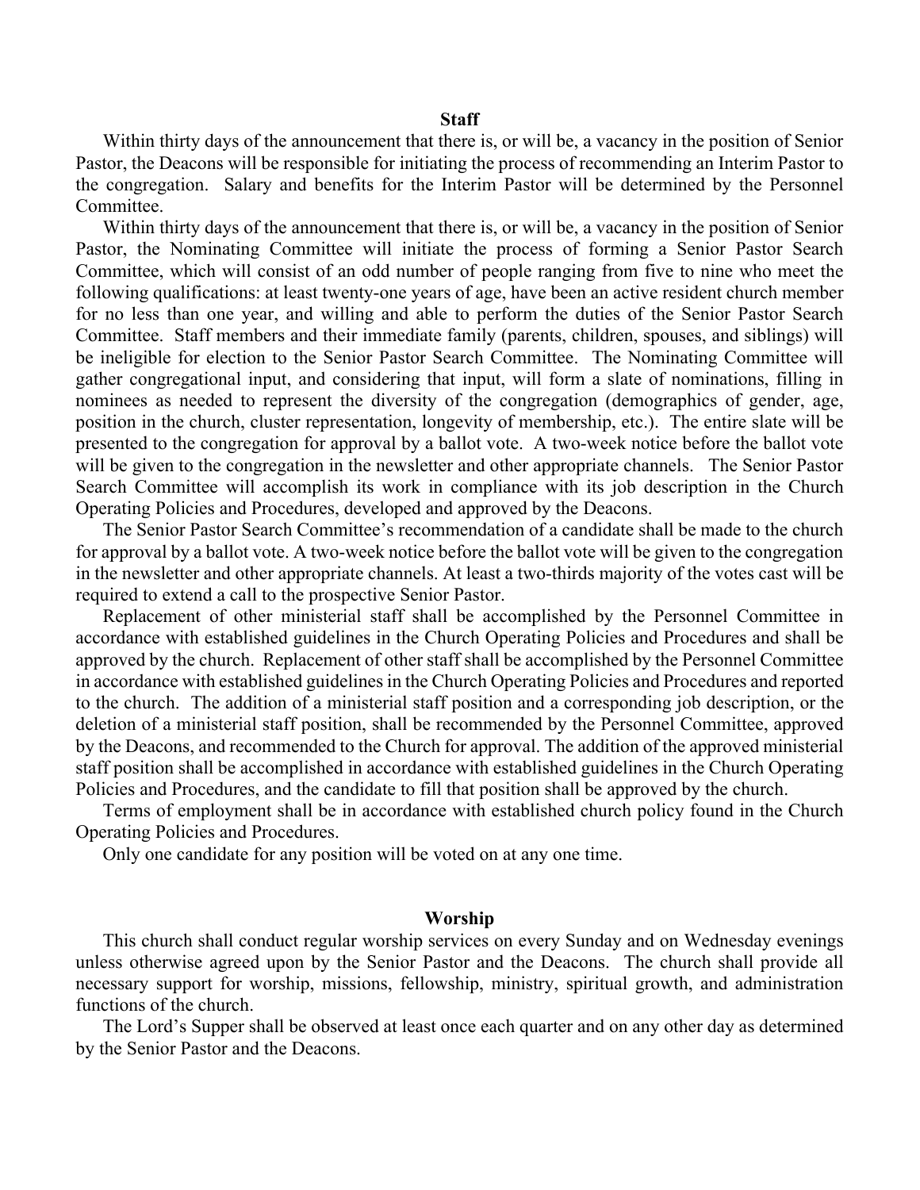## Staff

Within thirty days of the announcement that there is, or will be, a vacancy in the position of Senior Pastor, the Deacons will be responsible for initiating the process of recommending an Interim Pastor to the congregation. Salary and benefits for the Interim Pastor will be determined by the Personnel Committee.

Within thirty days of the announcement that there is, or will be, a vacancy in the position of Senior Pastor, the Nominating Committee will initiate the process of forming a Senior Pastor Search Committee, which will consist of an odd number of people ranging from five to nine who meet the following qualifications: at least twenty-one years of age, have been an active resident church member for no less than one year, and willing and able to perform the duties of the Senior Pastor Search Committee. Staff members and their immediate family (parents, children, spouses, and siblings) will be ineligible for election to the Senior Pastor Search Committee. The Nominating Committee will gather congregational input, and considering that input, will form a slate of nominations, filling in nominees as needed to represent the diversity of the congregation (demographics of gender, age, position in the church, cluster representation, longevity of membership, etc.). The entire slate will be presented to the congregation for approval by a ballot vote. A two-week notice before the ballot vote will be given to the congregation in the newsletter and other appropriate channels. The Senior Pastor Search Committee will accomplish its work in compliance with its job description in the Church Operating Policies and Procedures, developed and approved by the Deacons.

The Senior Pastor Search Committee's recommendation of a candidate shall be made to the church for approval by a ballot vote. A two-week notice before the ballot vote will be given to the congregation in the newsletter and other appropriate channels. At least a two-thirds majority of the votes cast will be required to extend a call to the prospective Senior Pastor.

Replacement of other ministerial staff shall be accomplished by the Personnel Committee in accordance with established guidelines in the Church Operating Policies and Procedures and shall be approved by the church. Replacement of other staff shall be accomplished by the Personnel Committee in accordance with established guidelines in the Church Operating Policies and Procedures and reported to the church. The addition of a ministerial staff position and a corresponding job description, or the deletion of a ministerial staff position, shall be recommended by the Personnel Committee, approved by the Deacons, and recommended to the Church for approval. The addition of the approved ministerial staff position shall be accomplished in accordance with established guidelines in the Church Operating Policies and Procedures, and the candidate to fill that position shall be approved by the church.

Terms of employment shall be in accordance with established church policy found in the Church Operating Policies and Procedures.

Only one candidate for any position will be voted on at any one time.

## Worship

This church shall conduct regular worship services on every Sunday and on Wednesday evenings unless otherwise agreed upon by the Senior Pastor and the Deacons. The church shall provide all necessary support for worship, missions, fellowship, ministry, spiritual growth, and administration functions of the church.

The Lord's Supper shall be observed at least once each quarter and on any other day as determined by the Senior Pastor and the Deacons.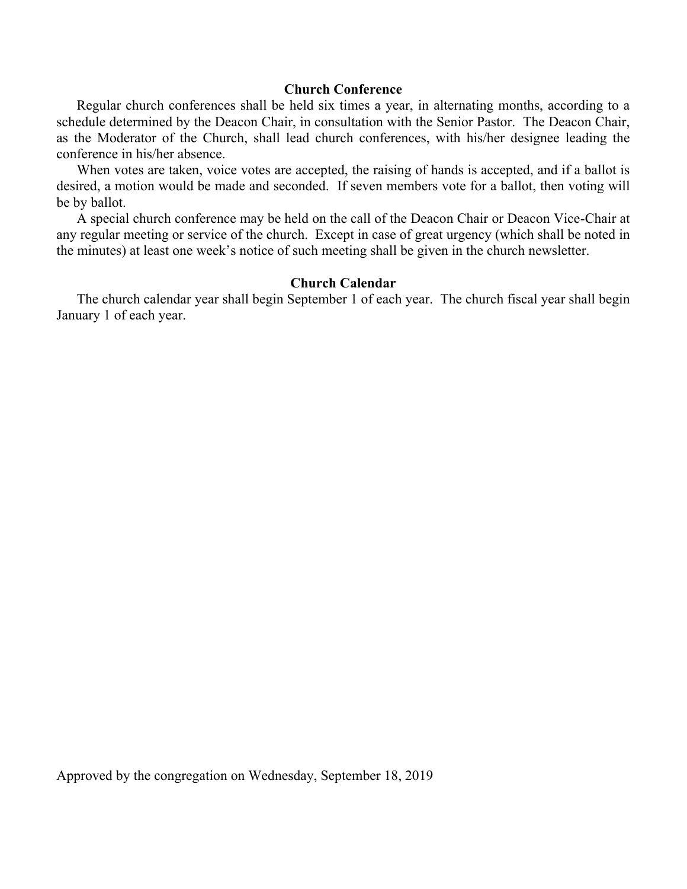## Church Conference

Regular church conferences shall be held six times a year, in alternating months, according to a schedule determined by the Deacon Chair, in consultation with the Senior Pastor. The Deacon Chair, as the Moderator of the Church, shall lead church conferences, with his/her designee leading the conference in his/her absence.

When votes are taken, voice votes are accepted, the raising of hands is accepted, and if a ballot is desired, a motion would be made and seconded. If seven members vote for a ballot, then voting will be by ballot.

A special church conference may be held on the call of the Deacon Chair or Deacon Vice-Chair at any regular meeting or service of the church. Except in case of great urgency (which shall be noted in the minutes) at least one week's notice of such meeting shall be given in the church newsletter.

## Church Calendar

The church calendar year shall begin September 1 of each year. The church fiscal year shall begin January 1 of each year.

Approved by the congregation on Wednesday, September 18, 2019